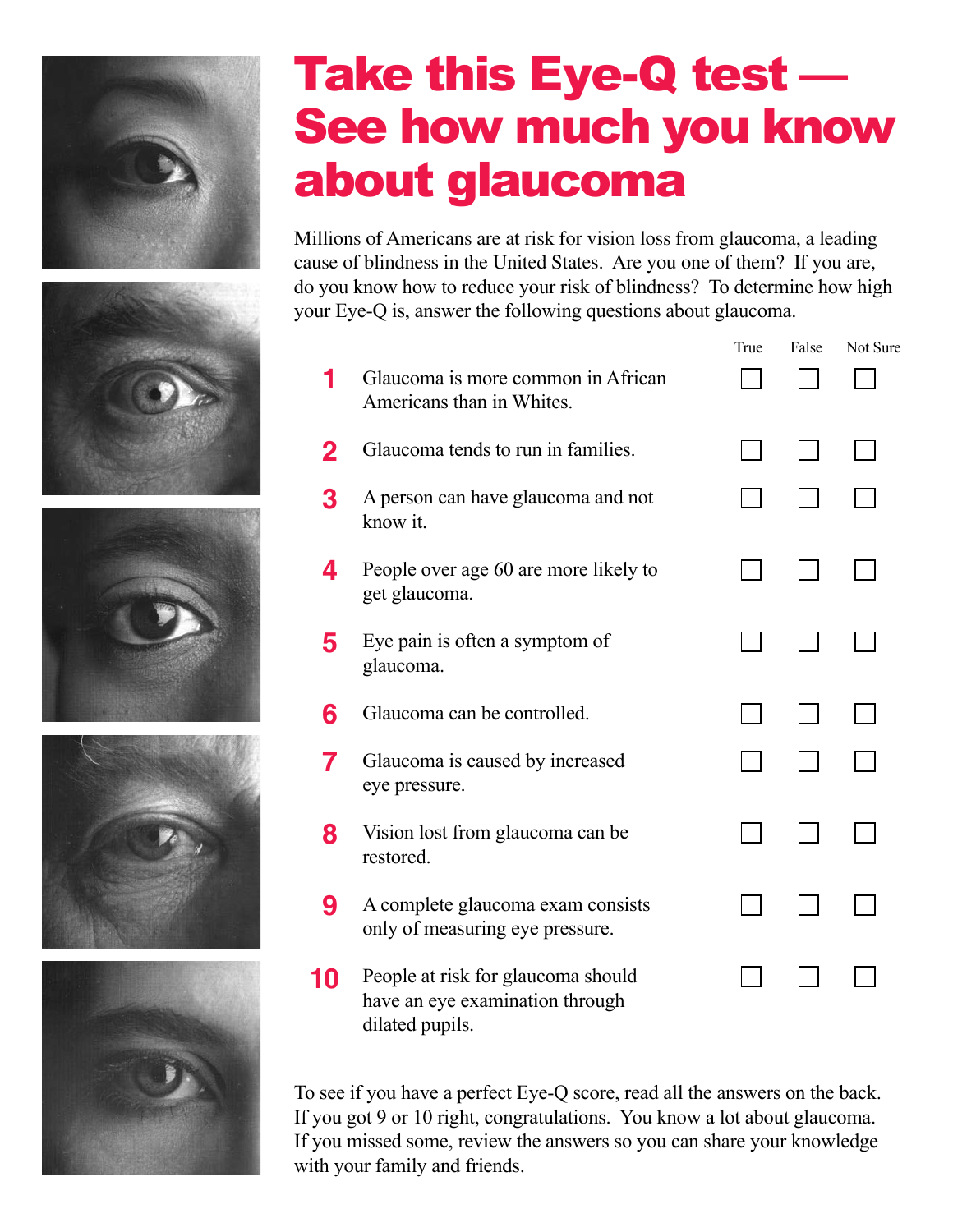# Take this Eye-Q test — See how much you know about glaucoma

Millions of Americans are at risk for vision loss from glaucoma, a leading cause of blindness in the United States. Are you one of them? If you are, do you know how to reduce your risk of blindness? To determine how high your Eye-Q is, answer the following questions about glaucoma.

| | | True | False | Not Sure |
|---|---|---|---|---|
| **1** | Glaucoma is more common in African Americans than in Whites. | ☐ | ☐ | ☐ |
| **2** | Glaucoma tends to run in families. | ☐ | ☐ | ☐ |
| **3** | A person can have glaucoma and not know it. | ☐ | ☐ | ☐ |
| **4** | People over age 60 are more likely to get glaucoma. | ☐ | ☐ | ☐ |
| **5** | Eye pain is often a symptom of glaucoma. | ☐ | ☐ | ☐ |
| **6** | Glaucoma can be controlled. | ☐ | ☐ | ☐ |
| **7** | Glaucoma is caused by increased eye pressure. | ☐ | ☐ | ☐ |
| **8** | Vision lost from glaucoma can be restored. | ☐ | ☐ | ☐ |
| **9** | A complete glaucoma exam consists only of measuring eye pressure. | ☐ | ☐ | ☐ |
| **10** | People at risk for glaucoma should have an eye examination through dilated pupils. | ☐ | ☐ | ☐ |

To see if you have a perfect Eye-Q score, read all the answers on the back. If you got 9 or 10 right, congratulations. You know a lot about glaucoma. If you missed some, review the answers so you can share your knowledge with your family and friends.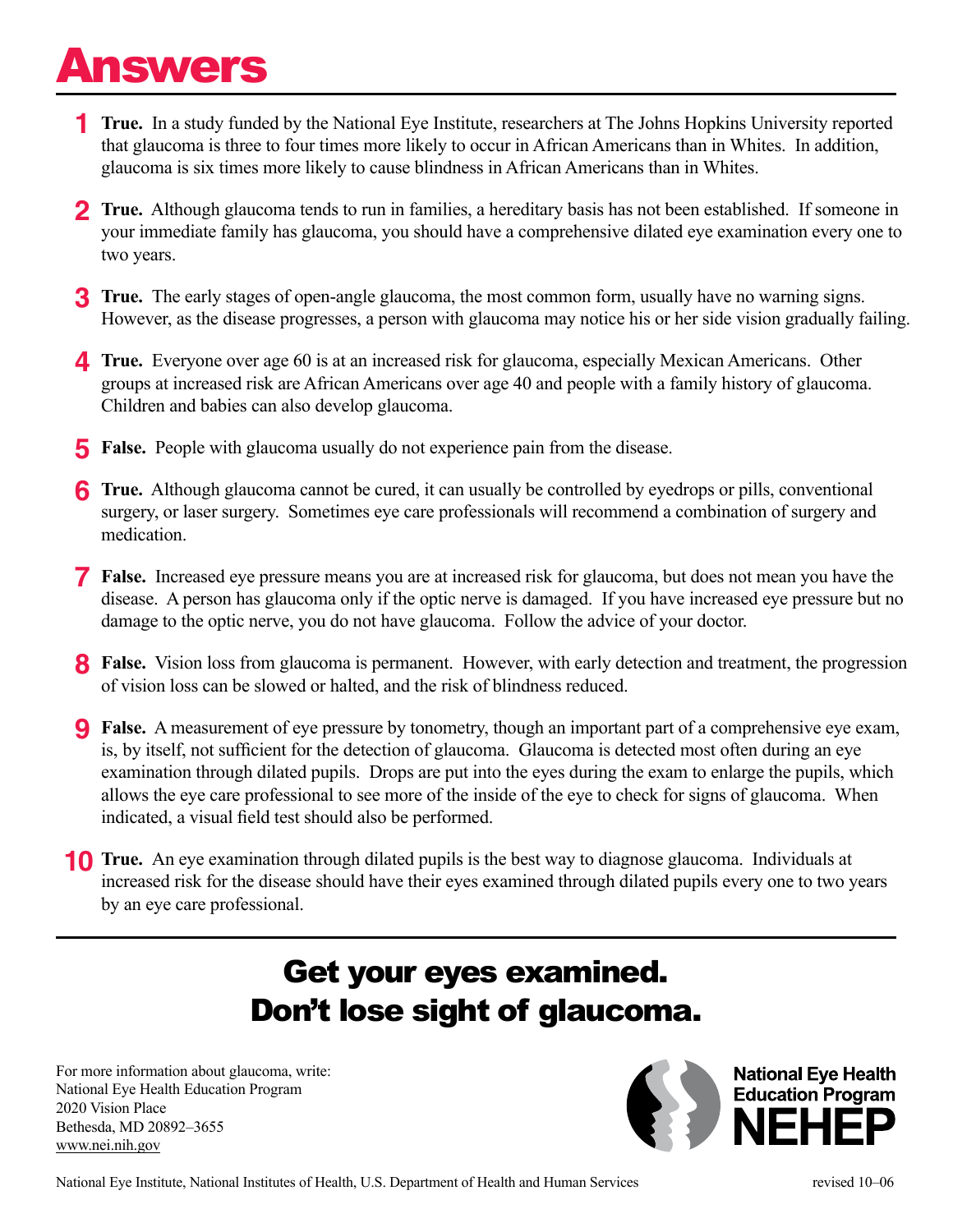# Answers

**1** **True.** In a study funded by the National Eye Institute, researchers at The Johns Hopkins University reported that glaucoma is three to four times more likely to occur in African Americans than in Whites. In addition, glaucoma is six times more likely to cause blindness in African Americans than in Whites.

**2** **True.** Although glaucoma tends to run in families, a hereditary basis has not been established. If someone in your immediate family has glaucoma, you should have a comprehensive dilated eye examination every one to two years.

**3** **True.** The early stages of open-angle glaucoma, the most common form, usually have no warning signs. However, as the disease progresses, a person with glaucoma may notice his or her side vision gradually failing.

**4** **True.** Everyone over age 60 is at an increased risk for glaucoma, especially Mexican Americans. Other groups at increased risk are African Americans over age 40 and people with a family history of glaucoma. Children and babies can also develop glaucoma.

**5** **False.** People with glaucoma usually do not experience pain from the disease.

**6** **True.** Although glaucoma cannot be cured, it can usually be controlled by eyedrops or pills, conventional surgery, or laser surgery. Sometimes eye care professionals will recommend a combination of surgery and medication.

**7** **False.** Increased eye pressure means you are at increased risk for glaucoma, but does not mean you have the disease. A person has glaucoma only if the optic nerve is damaged. If you have increased eye pressure but no damage to the optic nerve, you do not have glaucoma. Follow the advice of your doctor.

**8** **False.** Vision loss from glaucoma is permanent. However, with early detection and treatment, the progression of vision loss can be slowed or halted, and the risk of blindness reduced.

**9** **False.** A measurement of eye pressure by tonometry, though an important part of a comprehensive eye exam, is, by itself, not sufficient for the detection of glaucoma. Glaucoma is detected most often during an eye examination through dilated pupils. Drops are put into the eyes during the exam to enlarge the pupils, which allows the eye care professional to see more of the inside of the eye to check for signs of glaucoma. When indicated, a visual field test should also be performed.

**10** **True.** An eye examination through dilated pupils is the best way to diagnose glaucoma. Individuals at increased risk for the disease should have their eyes examined through dilated pupils every one to two years by an eye care professional.

---

## Get your eyes examined. Don't lose sight of glaucoma.

For more information about glaucoma, write:
National Eye Health Education Program
2020 Vision Place
Bethesda, MD 20892–3655
www.nei.nih.gov

National Eye Health Education Program
NEHEP

National Eye Institute, National Institutes of Health, U.S. Department of Health and Human Services

revised 10–06